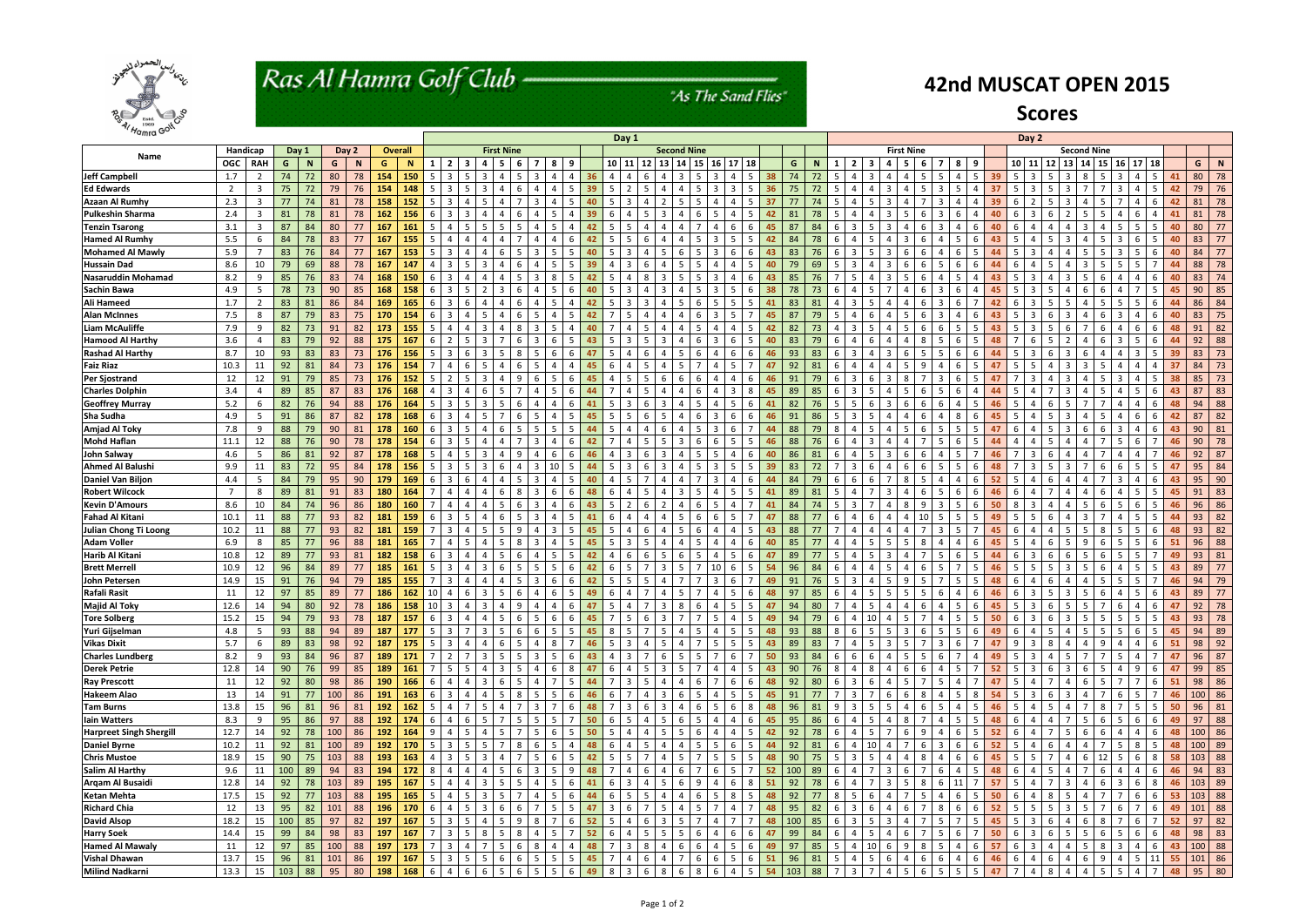# Ras Al Hamra Golf Club

*"As The Sand Flies"*

## 42nd MUSCAT OPEN 2015

## Scores

| Name | Handicap | | Day 1 | | Day 2 | | Overall | | Day 1 First Nine | | | | | | | | | | Day 1 Second Nine | | | | | | | | | | | | Day 2 First Nine | | | | | | | | | | Day 2 Second Nine | | | | | | | | | | | |
|---|---|---|---|---|---|---|---|---|---|---|---|---|---|---|---|---|---|---|---|---|---|---|---|---|---|---|---|---|---|---|---|---|---|---|---|---|---|---|---|---|---|---|---|---|---|---|---|---|---|---|---|---|
| | OGC | RAH | G | N | G | N | G | N | 1 | 2 | 3 | 4 | 5 | 6 | 7 | 8 | 9 | | 10 | 11 | 12 | 13 | 14 | 15 | 16 | 17 | 18 | | G | N | 1 | 2 | 3 | 4 | 5 | 6 | 7 | 8 | 9 | | 10 | 11 | 12 | 13 | 14 | 15 | 16 | 17 | 18 | | G | N |
| Jeff Campbell | 1.7 | 2 | 74 | 72 | 80 | 78 | 154 | 150 | 5 | 3 | 5 | 3 | 4 | 5 | 3 | 4 | 4 | 36 | 4 | 4 | 6 | 4 | 3 | 5 | 3 | 4 | 5 | 38 | 74 | 72 | 5 | 4 | 3 | 4 | 4 | 5 | 5 | 4 | 5 | 39 | 5 | 3 | 5 | 3 | 8 | 5 | 3 | 4 | 5 | 41 | 80 | 78 |
| Ed Edwards | 2 | 3 | 75 | 72 | 79 | 76 | 154 | 148 | 5 | 3 | 5 | 3 | 4 | 6 | 4 | 4 | 5 | 39 | 5 | 2 | 5 | 4 | 4 | 5 | 3 | 3 | 5 | 36 | 75 | 72 | 5 | 4 | 4 | 3 | 4 | 5 | 3 | 5 | 4 | 37 | 5 | 3 | 5 | 3 | 7 | 7 | 3 | 4 | 5 | 42 | 79 | 76 |
| Azaan Al Rumhy | 2.3 | 3 | 77 | 74 | 81 | 78 | 158 | 152 | 5 | 3 | 4 | 5 | 4 | 7 | 3 | 4 | 5 | 40 | 5 | 3 | 4 | 2 | 5 | 5 | 4 | 4 | 5 | 37 | 77 | 74 | 5 | 4 | 5 | 3 | 4 | 7 | 3 | 4 | 4 | 39 | 6 | 2 | 5 | 3 | 4 | 5 | 7 | 4 | 6 | 42 | 81 | 78 |
| Pulkeshin Sharma | 2.4 | 3 | 81 | 78 | 81 | 78 | 162 | 156 | 6 | 3 | 3 | 4 | 4 | 6 | 4 | 5 | 4 | 39 | 6 | 4 | 5 | 3 | 4 | 6 | 5 | 4 | 5 | 42 | 81 | 78 | 5 | 4 | 4 | 3 | 5 | 6 | 3 | 6 | 4 | 40 | 6 | 3 | 6 | 2 | 5 | 5 | 4 | 6 | 4 | 41 | 81 | 78 |
| Tenzin Tsarong | 3.1 | 3 | 87 | 84 | 80 | 77 | 167 | 161 | 5 | 4 | 5 | 5 | 5 | 5 | 4 | 5 | 4 | 42 | 5 | 5 | 4 | 4 | 4 | 7 | 4 | 6 | 6 | 45 | 87 | 84 | 6 | 3 | 5 | 3 | 4 | 6 | 3 | 4 | 6 | 40 | 6 | 4 | 4 | 4 | 3 | 4 | 5 | 5 | 5 | 40 | 80 | 77 |
| Hamed Al Rumhy | 5.5 | 6 | 84 | 78 | 83 | 77 | 167 | 155 | 5 | 4 | 4 | 4 | 4 | 7 | 4 | 4 | 6 | 42 | 5 | 5 | 6 | 4 | 4 | 5 | 3 | 5 | 5 | 42 | 84 | 78 | 6 | 4 | 5 | 4 | 3 | 6 | 4 | 5 | 6 | 43 | 5 | 4 | 5 | 3 | 4 | 5 | 3 | 6 | 5 | 40 | 83 | 77 |
| Mohamed Al Mawly | 5.9 | 7 | 83 | 76 | 84 | 77 | 167 | 153 | 5 | 3 | 4 | 4 | 6 | 5 | 3 | 5 | 5 | 40 | 5 | 3 | 4 | 5 | 6 | 5 | 3 | 6 | 6 | 43 | 83 | 76 | 6 | 3 | 5 | 3 | 6 | 6 | 4 | 6 | 5 | 44 | 5 | 3 | 4 | 4 | 5 | 5 | 3 | 5 | 6 | 40 | 84 | 77 |
| Hussain Dad | 8.6 | 10 | 79 | 69 | 88 | 78 | 167 | 147 | 4 | 3 | 5 | 3 | 4 | 6 | 4 | 5 | 5 | 39 | 4 | 3 | 6 | 4 | 5 | 5 | 4 | 4 | 5 | 40 | 79 | 69 | 5 | 3 | 4 | 3 | 6 | 6 | 5 | 6 | 6 | 44 | 6 | 4 | 5 | 4 | 3 | 5 | 5 | 5 | 7 | 44 | 88 | 78 |
| Nasaruddin Mohamad | 8.2 | 9 | 85 | 76 | 83 | 74 | 168 | 150 | 6 | 3 | 4 | 4 | 4 | 5 | 3 | 8 | 5 | 42 | 5 | 4 | 8 | 3 | 5 | 5 | 3 | 4 | 6 | 43 | 85 | 76 | 7 | 5 | 4 | 3 | 5 | 6 | 4 | 5 | 4 | 43 | 5 | 3 | 4 | 3 | 5 | 6 | 4 | 4 | 6 | 40 | 83 | 74 |
| Sachin Bawa | 4.9 | 5 | 78 | 73 | 90 | 85 | 168 | 158 | 6 | 3 | 5 | 2 | 3 | 6 | 4 | 5 | 6 | 40 | 5 | 3 | 4 | 3 | 4 | 5 | 3 | 5 | 6 | 38 | 78 | 73 | 6 | 4 | 5 | 7 | 4 | 6 | 3 | 6 | 4 | 45 | 5 | 3 | 5 | 4 | 6 | 6 | 4 | 7 | 5 | 45 | 90 | 85 |
| Ali Hameed | 1.7 | 2 | 83 | 81 | 86 | 84 | 169 | 165 | 6 | 3 | 6 | 4 | 4 | 6 | 4 | 5 | 4 | 42 | 5 | 3 | 3 | 4 | 5 | 6 | 5 | 5 | 5 | 41 | 83 | 81 | 4 | 3 | 5 | 4 | 4 | 6 | 3 | 6 | 7 | 42 | 6 | 3 | 5 | 4 | 5 | 5 | 5 | 5 | 6 | 44 | 86 | 84 |
| Alan McInnes | 7.5 | 8 | 87 | 79 | 83 | 75 | 170 | 154 | 6 | 3 | 4 | 5 | 4 | 6 | 5 | 4 | 5 | 42 | 7 | 5 | 4 | 4 | 4 | 6 | 3 | 5 | 7 | 45 | 87 | 79 | 5 | 4 | 6 | 4 | 5 | 6 | 3 | 4 | 6 | 43 | 5 | 3 | 6 | 3 | 4 | 6 | 3 | 4 | 6 | 40 | 83 | 75 |
| Liam McAuliffe | 7.9 | 9 | 82 | 73 | 91 | 82 | 173 | 155 | 5 | 4 | 4 | 3 | 4 | 8 | 3 | 5 | 4 | 40 | 7 | 4 | 5 | 4 | 4 | 5 | 4 | 4 | 5 | 42 | 82 | 73 | 4 | 3 | 5 | 4 | 5 | 6 | 6 | 5 | 5 | 43 | 5 | 3 | 5 | 6 | 7 | 6 | 4 | 6 | 6 | 48 | 91 | 82 |
| Hamood Al Harthy | 3.6 | 4 | 83 | 79 | 92 | 88 | 175 | 167 | 6 | 2 | 5 | 3 | 7 | 6 | 3 | 6 | 5 | 43 | 5 | 3 | 5 | 3 | 4 | 6 | 3 | 6 | 5 | 40 | 83 | 79 | 6 | 4 | 6 | 4 | 4 | 8 | 5 | 6 | 5 | 48 | 7 | 6 | 5 | 2 | 4 | 6 | 3 | 5 | 6 | 44 | 92 | 88 |
| Rashad Al Harthy | 8.7 | 10 | 93 | 83 | 83 | 73 | 176 | 156 | 5 | 3 | 6 | 3 | 5 | 8 | 5 | 6 | 6 | 47 | 5 | 4 | 6 | 4 | 5 | 6 | 4 | 6 | 6 | 46 | 93 | 83 | 6 | 3 | 4 | 3 | 6 | 5 | 5 | 6 | 6 | 44 | 5 | 3 | 6 | 3 | 6 | 4 | 4 | 3 | 5 | 39 | 83 | 73 |
| Faiz Riaz | 10.3 | 11 | 92 | 81 | 84 | 73 | 176 | 154 | 7 | 4 | 6 | 5 | 4 | 6 | 5 | 4 | 4 | 45 | 6 | 4 | 5 | 4 | 5 | 7 | 4 | 5 | 7 | 47 | 92 | 81 | 6 | 4 | 4 | 4 | 5 | 9 | 4 | 6 | 5 | 47 | 5 | 5 | 4 | 3 | 3 | 5 | 4 | 4 | 4 | 37 | 84 | 73 |
| Per Sjostrand | 12 | 12 | 91 | 79 | 85 | 73 | 176 | 152 | 5 | 2 | 5 | 3 | 4 | 9 | 6 | 5 | 6 | 45 | 4 | 5 | 5 | 6 | 6 | 6 | 4 | 4 | 6 | 46 | 91 | 79 | 6 | 3 | 6 | 3 | 8 | 7 | 3 | 6 | 5 | 47 | 7 | 3 | 4 | 3 | 4 | 5 | 3 | 4 | 5 | 38 | 85 | 73 |
| Charles Dolphin | 3.4 | 4 | 89 | 85 | 87 | 83 | 176 | 168 | 4 | 3 | 4 | 6 | 5 | 7 | 4 | 5 | 6 | 44 | 7 | 4 | 5 | 4 | 4 | 6 | 4 | 3 | 8 | 45 | 89 | 85 | 6 | 3 | 5 | 4 | 5 | 6 | 5 | 6 | 4 | 44 | 5 | 4 | 7 | 3 | 4 | 5 | 4 | 5 | 6 | 43 | 87 | 83 |
| Geoffrey Murray | 5.2 | 6 | 82 | 76 | 94 | 88 | 176 | 164 | 5 | 3 | 5 | 3 | 5 | 6 | 4 | 4 | 6 | 41 | 5 | 3 | 6 | 3 | 4 | 5 | 4 | 5 | 6 | 41 | 82 | 76 | 5 | 5 | 6 | 3 | 6 | 6 | 6 | 4 | 5 | 46 | 5 | 4 | 6 | 5 | 7 | 7 | 4 | 4 | 6 | 48 | 94 | 88 |
| Sha Sudha | 4.9 | 5 | 91 | 86 | 87 | 82 | 178 | 168 | 6 | 3 | 4 | 5 | 7 | 6 | 5 | 4 | 5 | 45 | 5 | 5 | 6 | 5 | 4 | 6 | 3 | 6 | 6 | 46 | 91 | 86 | 5 | 3 | 5 | 4 | 4 | 6 | 4 | 8 | 6 | 45 | 5 | 4 | 5 | 3 | 4 | 5 | 4 | 6 | 6 | 42 | 87 | 82 |
| Amjad Al Toky | 7.8 | 9 | 88 | 79 | 90 | 81 | 178 | 160 | 6 | 3 | 5 | 4 | 6 | 5 | 5 | 5 | 5 | 44 | 5 | 4 | 4 | 6 | 4 | 5 | 3 | 6 | 7 | 44 | 88 | 79 | 8 | 4 | 5 | 4 | 5 | 6 | 5 | 5 | 5 | 47 | 6 | 4 | 5 | 3 | 6 | 6 | 3 | 4 | 6 | 43 | 90 | 81 |
| Mohd Haflan | 11.1 | 12 | 88 | 76 | 90 | 78 | 178 | 154 | 6 | 3 | 5 | 4 | 4 | 7 | 3 | 4 | 6 | 42 | 7 | 4 | 5 | 5 | 3 | 6 | 6 | 5 | 5 | 46 | 88 | 76 | 6 | 4 | 3 | 4 | 4 | 7 | 5 | 6 | 5 | 44 | 4 | 4 | 5 | 4 | 4 | 7 | 5 | 6 | 7 | 46 | 90 | 78 |
| John Salway | 4.6 | 5 | 86 | 81 | 92 | 87 | 178 | 168 | 5 | 4 | 5 | 3 | 4 | 9 | 4 | 6 | 6 | 46 | 4 | 3 | 6 | 3 | 4 | 5 | 5 | 4 | 6 | 40 | 86 | 81 | 6 | 4 | 5 | 3 | 6 | 6 | 4 | 5 | 7 | 46 | 7 | 3 | 6 | 4 | 4 | 7 | 4 | 4 | 7 | 46 | 92 | 87 |
| Ahmed Al Balushi | 9.9 | 11 | 83 | 72 | 95 | 84 | 178 | 156 | 5 | 3 | 5 | 3 | 6 | 4 | 3 | 10 | 5 | 44 | 5 | 3 | 6 | 3 | 4 | 5 | 3 | 5 | 5 | 39 | 83 | 72 | 7 | 3 | 6 | 4 | 6 | 6 | 5 | 5 | 6 | 48 | 7 | 3 | 5 | 3 | 7 | 6 | 6 | 5 | 5 | 47 | 95 | 84 |
| Daniel Van Biljon | 4.4 | 5 | 84 | 79 | 95 | 90 | 179 | 169 | 6 | 3 | 6 | 4 | 4 | 5 | 3 | 4 | 5 | 40 | 4 | 5 | 7 | 4 | 4 | 7 | 3 | 4 | 6 | 44 | 84 | 79 | 6 | 6 | 6 | 7 | 8 | 5 | 4 | 4 | 6 | 52 | 5 | 4 | 6 | 4 | 4 | 7 | 3 | 4 | 6 | 43 | 95 | 90 |
| Robert Wilcock | 7 | 8 | 89 | 81 | 91 | 83 | 180 | 164 | 7 | 4 | 4 | 4 | 6 | 8 | 3 | 6 | 6 | 48 | 6 | 4 | 5 | 4 | 3 | 5 | 4 | 5 | 5 | 41 | 89 | 81 | 5 | 4 | 7 | 3 | 4 | 6 | 5 | 6 | 6 | 46 | 6 | 4 | 7 | 4 | 4 | 6 | 4 | 5 | 5 | 45 | 91 | 83 |
| Kevin D'Amours | 8.6 | 10 | 84 | 74 | 96 | 86 | 180 | 160 | 7 | 4 | 4 | 4 | 5 | 6 | 3 | 4 | 6 | 43 | 5 | 2 | 6 | 2 | 4 | 6 | 5 | 4 | 7 | 41 | 84 | 74 | 5 | 3 | 7 | 4 | 8 | 9 | 3 | 5 | 6 | 50 | 8 | 3 | 4 | 4 | 5 | 6 | 5 | 6 | 5 | 46 | 96 | 86 |
| Fahad Al Kitani | 10.1 | 11 | 88 | 77 | 93 | 82 | 181 | 159 | 6 | 3 | 5 | 4 | 6 | 5 | 3 | 4 | 5 | 41 | 6 | 4 | 4 | 4 | 5 | 6 | 6 | 5 | 7 | 47 | 88 | 77 | 6 | 4 | 6 | 4 | 4 | 10 | 5 | 5 | 5 | 49 | 5 | 5 | 6 | 4 | 3 | 7 | 4 | 5 | 5 | 44 | 93 | 82 |
| Julian Chong Ti Loong | 10.2 | 11 | 88 | 77 | 93 | 82 | 181 | 159 | 7 | 3 | 4 | 5 | 5 | 9 | 4 | 3 | 5 | 45 | 5 | 4 | 6 | 4 | 5 | 6 | 4 | 4 | 5 | 43 | 88 | 77 | 7 | 4 | 4 | 4 | 4 | 7 | 3 | 5 | 7 | 45 | 6 | 4 | 4 | 5 | 5 | 8 | 5 | 5 | 6 | 48 | 93 | 82 |
| Adam Voller | 6.9 | 8 | 85 | 77 | 96 | 88 | 181 | 165 | 7 | 4 | 5 | 4 | 5 | 8 | 3 | 4 | 5 | 45 | 5 | 3 | 5 | 4 | 4 | 5 | 4 | 4 | 6 | 40 | 85 | 77 | 4 | 4 | 5 | 5 | 5 | 8 | 4 | 4 | 6 | 45 | 5 | 4 | 6 | 5 | 9 | 6 | 5 | 5 | 6 | 51 | 96 | 88 |
| Harib Al Kitani | 10.8 | 12 | 89 | 77 | 93 | 81 | 182 | 158 | 6 | 3 | 4 | 4 | 5 | 6 | 4 | 5 | 5 | 42 | 4 | 6 | 6 | 5 | 6 | 5 | 4 | 5 | 6 | 47 | 89 | 77 | 5 | 4 | 5 | 3 | 4 | 7 | 5 | 6 | 5 | 44 | 6 | 3 | 6 | 6 | 5 | 6 | 5 | 5 | 7 | 49 | 93 | 81 |
| Brett Merrell | 10.9 | 12 | 96 | 84 | 89 | 77 | 185 | 161 | 5 | 3 | 4 | 3 | 6 | 5 | 5 | 5 | 6 | 42 | 6 | 5 | 7 | 3 | 5 | 7 | 10 | 6 | 5 | 54 | 96 | 84 | 6 | 4 | 4 | 5 | 4 | 6 | 5 | 7 | 5 | 46 | 5 | 5 | 5 | 3 | 5 | 6 | 4 | 5 | 5 | 43 | 89 | 77 |
| John Petersen | 14.9 | 15 | 91 | 76 | 94 | 79 | 185 | 155 | 7 | 3 | 4 | 4 | 4 | 5 | 3 | 6 | 6 | 42 | 5 | 5 | 5 | 4 | 7 | 7 | 3 | 6 | 7 | 49 | 91 | 76 | 5 | 3 | 4 | 5 | 9 | 5 | 7 | 5 | 5 | 48 | 6 | 4 | 6 | 4 | 4 | 5 | 5 | 5 | 7 | 46 | 94 | 79 |
| Rafali Rasit | 11 | 12 | 97 | 85 | 89 | 77 | 186 | 162 | 10 | 4 | 6 | 3 | 5 | 6 | 4 | 6 | 5 | 49 | 6 | 4 | 7 | 4 | 5 | 7 | 4 | 5 | 6 | 48 | 97 | 85 | 6 | 4 | 5 | 5 | 5 | 6 | 4 | 6 | 5 | 46 | 6 | 3 | 5 | 3 | 5 | 6 | 4 | 5 | 6 | 43 | 89 | 77 |
| Majid Al Toky | 12.6 | 14 | 94 | 80 | 92 | 78 | 186 | 158 | 10 | 3 | 4 | 3 | 4 | 9 | 4 | 4 | 6 | 47 | 5 | 4 | 7 | 3 | 8 | 6 | 4 | 5 | 5 | 47 | 94 | 80 | 7 | 4 | 5 | 4 | 4 | 6 | 4 | 5 | 6 | 45 | 5 | 3 | 6 | 5 | 5 | 7 | 6 | 4 | 6 | 47 | 92 | 78 |
| Tore Solberg | 15.2 | 15 | 94 | 79 | 93 | 78 | 187 | 157 | 6 | 3 | 4 | 4 | 5 | 6 | 5 | 6 | 6 | 45 | 7 | 5 | 6 | 3 | 7 | 7 | 5 | 4 | 5 | 49 | 94 | 79 | 6 | 4 | 10 | 4 | 5 | 7 | 4 | 5 | 5 | 50 | 6 | 3 | 6 | 3 | 5 | 5 | 5 | 5 | 5 | 43 | 93 | 78 |
| Yuri Gijselman | 4.8 | 5 | 93 | 88 | 94 | 89 | 187 | 177 | 5 | 3 | 7 | 3 | 5 | 6 | 6 | 5 | 5 | 45 | 8 | 5 | 7 | 5 | 4 | 5 | 4 | 5 | 5 | 48 | 93 | 88 | 8 | 6 | 5 | 3 | 6 | 5 | 5 | 6 | 5 | 49 | 6 | 4 | 5 | 4 | 5 | 5 | 5 | 6 | 5 | 45 | 94 | 89 |
| Vikas Dixit | 5.7 | 6 | 89 | 83 | 98 | 92 | 187 | 175 | 5 | 3 | 4 | 4 | 6 | 5 | 4 | 8 | 7 | 46 | 5 | 3 | 4 | 5 | 4 | 7 | 5 | 5 | 5 | 43 | 89 | 83 | 7 | 4 | 5 | 3 | 5 | 7 | 3 | 6 | 7 | 47 | 9 | 3 | 8 | 4 | 4 | 9 | 4 | 4 | 6 | 51 | 98 | 92 |
| Charles Lundberg | 8.2 | 9 | 93 | 84 | 96 | 87 | 189 | 171 | 7 | 2 | 7 | 3 | 5 | 5 | 3 | 5 | 6 | 43 | 4 | 3 | 7 | 6 | 5 | 5 | 7 | 6 | 7 | 50 | 93 | 84 | 6 | 6 | 6 | 4 | 5 | 5 | 6 | 7 | 4 | 49 | 5 | 3 | 4 | 5 | 7 | 7 | 5 | 4 | 7 | 47 | 96 | 87 |
| Derek Petrie | 12.8 | 14 | 90 | 76 | 99 | 85 | 189 | 161 | 7 | 5 | 5 | 4 | 3 | 5 | 4 | 6 | 8 | 47 | 6 | 4 | 5 | 3 | 5 | 7 | 4 | 4 | 5 | 43 | 90 | 76 | 8 | 4 | 8 | 4 | 6 | 6 | 4 | 5 | 7 | 52 | 5 | 3 | 6 | 3 | 6 | 5 | 4 | 9 | 6 | 47 | 99 | 85 |
| Ray Prescott | 11 | 12 | 92 | 80 | 98 | 86 | 190 | 166 | 6 | 4 | 4 | 3 | 6 | 5 | 4 | 7 | 5 | 44 | 7 | 3 | 5 | 4 | 4 | 6 | 7 | 6 | 6 | 48 | 92 | 80 | 6 | 3 | 6 | 4 | 5 | 7 | 5 | 4 | 7 | 47 | 5 | 4 | 7 | 4 | 6 | 5 | 7 | 7 | 6 | 51 | 98 | 86 |
| Hakeem Alao | 13 | 14 | 91 | 77 | 100 | 86 | 191 | 163 | 6 | 3 | 4 | 4 | 5 | 8 | 5 | 5 | 6 | 46 | 6 | 7 | 4 | 3 | 6 | 5 | 4 | 5 | 5 | 45 | 91 | 77 | 7 | 3 | 7 | 6 | 6 | 8 | 4 | 5 | 8 | 54 | 5 | 3 | 6 | 3 | 4 | 7 | 6 | 5 | 7 | 46 | 100 | 86 |
| Tam Burns | 13.8 | 15 | 96 | 81 | 96 | 81 | 192 | 162 | 5 | 4 | 7 | 5 | 4 | 7 | 3 | 7 | 6 | 48 | 7 | 3 | 6 | 3 | 4 | 6 | 5 | 6 | 8 | 48 | 96 | 81 | 9 | 3 | 5 | 5 | 4 | 6 | 5 | 4 | 5 | 46 | 5 | 4 | 5 | 4 | 7 | 8 | 7 | 5 | 5 | 50 | 96 | 81 |
| Iain Watters | 8.3 | 9 | 95 | 86 | 97 | 88 | 192 | 174 | 6 | 4 | 6 | 5 | 7 | 5 | 5 | 5 | 7 | 50 | 6 | 5 | 4 | 5 | 6 | 5 | 4 | 4 | 6 | 45 | 95 | 86 | 6 | 4 | 5 | 4 | 8 | 7 | 4 | 5 | 5 | 48 | 6 | 4 | 4 | 7 | 5 | 6 | 5 | 6 | 6 | 49 | 97 | 88 |
| Harpreet Singh Shergill | 12.7 | 14 | 92 | 78 | 100 | 86 | 192 | 164 | 9 | 4 | 5 | 4 | 5 | 7 | 5 | 6 | 5 | 50 | 5 | 4 | 4 | 5 | 5 | 6 | 4 | 4 | 5 | 42 | 92 | 78 | 6 | 4 | 5 | 7 | 6 | 9 | 4 | 6 | 5 | 52 | 6 | 4 | 7 | 5 | 6 | 6 | 4 | 4 | 6 | 48 | 100 | 86 |
| Daniel Byrne | 10.2 | 11 | 92 | 81 | 100 | 89 | 192 | 170 | 5 | 3 | 5 | 5 | 7 | 8 | 6 | 5 | 4 | 48 | 6 | 4 | 5 | 4 | 4 | 5 | 5 | 6 | 5 | 44 | 92 | 81 | 6 | 4 | 10 | 4 | 7 | 6 | 3 | 6 | 6 | 52 | 5 | 4 | 6 | 4 | 4 | 7 | 5 | 8 | 5 | 48 | 100 | 89 |
| Chris Mustoe | 18.9 | 15 | 90 | 75 | 103 | 88 | 193 | 163 | 4 | 3 | 5 | 3 | 4 | 7 | 5 | 6 | 5 | 42 | 5 | 5 | 7 | 4 | 5 | 7 | 5 | 5 | 5 | 48 | 90 | 75 | 5 | 3 | 5 | 4 | 4 | 8 | 4 | 6 | 6 | 45 | 5 | 5 | 7 | 4 | 6 | 12 | 5 | 6 | 8 | 58 | 103 | 88 |
| Salim Al Harthy | 9.6 | 11 | 100 | 89 | 94 | 83 | 194 | 172 | 8 | 4 | 4 | 4 | 5 | 6 | 3 | 5 | 9 | 48 | 7 | 4 | 6 | 4 | 6 | 7 | 6 | 5 | 7 | 52 | 100 | 89 | 6 | 4 | 7 | 3 | 6 | 7 | 6 | 4 | 5 | 48 | 6 | 4 | 5 | 4 | 7 | 6 | 4 | 4 | 6 | 46 | 94 | 83 |
| Arqam Al Busaidi | 12.8 | 14 | 92 | 78 | 103 | 89 | 195 | 167 | 5 | 4 | 4 | 3 | 5 | 5 | 4 | 5 | 6 | 41 | 6 | 3 | 4 | 5 | 6 | 9 | 4 | 6 | 8 | 51 | 92 | 78 | 6 | 4 | 7 | 3 | 5 | 8 | 6 | 11 | 7 | 57 | 5 | 4 | 7 | 3 | 4 | 6 | 3 | 6 | 8 | 46 | 103 | 89 |
| Ketan Mehta | 17.5 | 15 | 92 | 77 | 103 | 88 | 195 | 165 | 5 | 4 | 5 | 3 | 5 | 7 | 4 | 5 | 6 | 44 | 6 | 5 | 5 | 4 | 4 | 6 | 5 | 8 | 5 | 48 | 92 | 77 | 8 | 5 | 6 | 4 | 7 | 5 | 4 | 6 | 5 | 50 | 6 | 4 | 8 | 5 | 4 | 7 | 7 | 6 | 6 | 53 | 103 | 88 |
| Richard Chia | 12 | 13 | 95 | 82 | 101 | 88 | 196 | 170 | 6 | 4 | 5 | 3 | 6 | 6 | 7 | 5 | 5 | 47 | 3 | 6 | 7 | 5 | 4 | 5 | 7 | 4 | 7 | 48 | 95 | 82 | 6 | 3 | 6 | 4 | 6 | 7 | 8 | 6 | 6 | 52 | 5 | 5 | 5 | 3 | 5 | 7 | 6 | 7 | 6 | 49 | 101 | 88 |
| David Alsop | 18.2 | 15 | 100 | 85 | 97 | 82 | 197 | 167 | 5 | 3 | 5 | 4 | 5 | 9 | 8 | 7 | 6 | 52 | 5 | 4 | 6 | 3 | 5 | 7 | 4 | 7 | 7 | 48 | 100 | 85 | 6 | 3 | 5 | 3 | 4 | 7 | 5 | 7 | 5 | 45 | 5 | 3 | 6 | 4 | 6 | 8 | 7 | 6 | 7 | 52 | 97 | 82 |
| Harry Soek | 14.4 | 15 | 99 | 84 | 98 | 83 | 197 | 167 | 7 | 3 | 5 | 8 | 5 | 8 | 4 | 5 | 7 | 52 | 6 | 4 | 5 | 5 | 5 | 6 | 4 | 6 | 6 | 47 | 99 | 84 | 6 | 4 | 5 | 4 | 6 | 7 | 5 | 6 | 7 | 50 | 6 | 3 | 6 | 5 | 5 | 6 | 5 | 6 | 6 | 48 | 98 | 83 |
| Hamed Al Mawaly | 11 | 12 | 97 | 85 | 100 | 88 | 197 | 173 | 7 | 3 | 4 | 7 | 5 | 6 | 8 | 4 | 4 | 48 | 7 | 3 | 8 | 4 | 6 | 6 | 4 | 5 | 6 | 49 | 97 | 85 | 5 | 4 | 10 | 6 | 9 | 8 | 5 | 4 | 6 | 57 | 6 | 3 | 4 | 4 | 5 | 8 | 3 | 4 | 6 | 43 | 100 | 88 |
| Vishal Dhawan | 13.7 | 15 | 96 | 81 | 101 | 86 | 197 | 167 | 5 | 3 | 5 | 5 | 6 | 6 | 5 | 5 | 5 | 45 | 7 | 4 | 6 | 4 | 7 | 6 | 6 | 5 | 6 | 51 | 96 | 81 | 5 | 4 | 5 | 6 | 4 | 6 | 6 | 4 | 6 | 46 | 6 | 4 | 6 | 4 | 6 | 9 | 4 | 5 | 11 | 55 | 101 | 86 |
| Milind Nadkarni | 13.3 | 15 | 103 | 88 | 95 | 80 | 198 | 168 | 6 | 4 | 6 | 6 | 5 | 6 | 5 | 5 | 6 | 49 | 8 | 3 | 6 | 8 | 6 | 8 | 6 | 4 | 5 | 54 | 103 | 88 | 7 | 3 | 7 | 4 | 6 | 5 | 5 | 5 | 5 | 47 | 7 | 4 | 8 | 4 | 4 | 5 | 5 | 4 | 7 | 48 | 95 | 80 |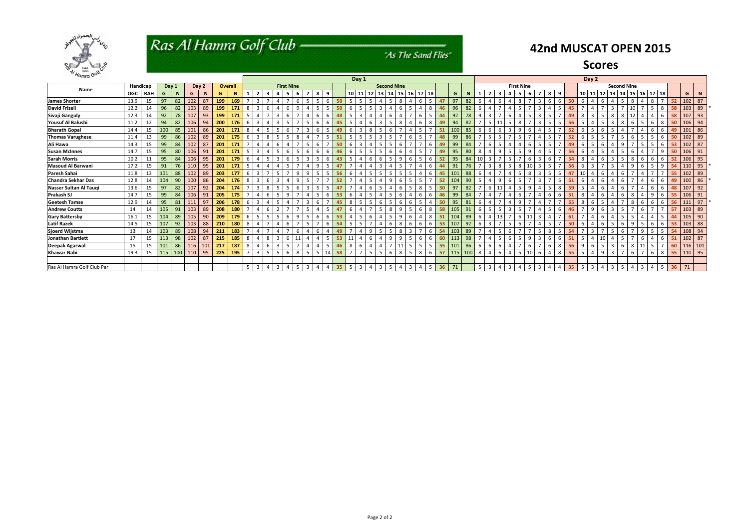# Ras Al Hamra Golf Club

"As The Sand Flies"

## 42nd MUSCAT OPEN 2015

## Scores

| Name | Handicap | | Day 1 | | Day 2 | | Overall | | Day 1 First Nine | | | | | | | | | | Day 1 Second Nine | | | | | | | | | | Day 1 | | Day 2 First Nine | | | | | | | | | | Day 2 Second Nine | | | | | | | | | | Day 2 | | |
|---|---|---|---|---|---|---|---|---|---|---|---|---|---|---|---|---|---|---|---|---|---|---|---|---|---|---|---|---|---|---|---|---|---|---|---|---|---|---|---|---|---|---|---|---|---|---|---|---|---|---|---|---|---|
| | OGC | RAH | G | N | G | N | G | N | 1 | 2 | 3 | 4 | 5 | 6 | 7 | 8 | 9 | | 10 | 11 | 12 | 13 | 14 | 15 | 16 | 17 | 18 | | G | N | 1 | 2 | 3 | 4 | 5 | 6 | 7 | 8 | 9 | | 10 | 11 | 12 | 13 | 14 | 15 | 16 | 17 | 18 | | G | N | |
| James Shorter | 13.9 | 15 | 97 | 82 | 102 | 87 | 199 | 169 | 7 | 3 | 7 | 4 | 7 | 6 | 5 | 5 | 6 | 50 | 5 | 5 | 5 | 4 | 5 | 8 | 4 | 6 | 5 | 47 | 97 | 82 | 6 | 4 | 6 | 4 | 8 | 7 | 3 | 6 | 6 | 50 | 6 | 4 | 6 | 4 | 5 | 8 | 4 | 8 | 7 | 52 | 102 | 87 | |
| David Frizell | 12.2 | 14 | 96 | 82 | 103 | 89 | 199 | 171 | 8 | 3 | 6 | 4 | 6 | 9 | 4 | 5 | 5 | 50 | 6 | 5 | 5 | 3 | 4 | 6 | 5 | 4 | 8 | 46 | 96 | 82 | 6 | 4 | 7 | 4 | 5 | 7 | 3 | 4 | 5 | 45 | 7 | 4 | 7 | 3 | 7 | 10 | 7 | 5 | 8 | 58 | 103 | 89 | * |
| Sivaji Ganguly | 12.3 | 14 | 92 | 78 | 107 | 93 | 199 | 171 | 5 | 4 | 7 | 3 | 6 | 7 | 4 | 6 | 6 | 48 | 5 | 3 | 4 | 4 | 6 | 4 | 7 | 6 | 5 | 44 | 92 | 78 | 9 | 3 | 7 | 6 | 4 | 5 | 3 | 5 | 7 | 49 | 8 | 3 | 5 | 8 | 8 | 12 | 4 | 4 | 6 | 58 | 107 | 93 | |
| Yousuf Al Balushi | 11.2 | 12 | 94 | 82 | 106 | 94 | 200 | 176 | 6 | 3 | 4 | 3 | 5 | 7 | 5 | 6 | 6 | 45 | 5 | 4 | 6 | 3 | 5 | 8 | 4 | 6 | 8 | 49 | 94 | 82 | 7 | 5 | 11 | 5 | 8 | 7 | 3 | 5 | 5 | 56 | 5 | 4 | 5 | 3 | 8 | 6 | 5 | 6 | 8 | 50 | 106 | 94 | |
| Bharath Gopal | 14.4 | 15 | 100 | 85 | 101 | 86 | 201 | 171 | 8 | 4 | 5 | 5 | 6 | 7 | 3 | 6 | 5 | 49 | 6 | 3 | 8 | 5 | 6 | 7 | 4 | 5 | 7 | 51 | 100 | 85 | 6 | 6 | 6 | 3 | 9 | 6 | 4 | 5 | 7 | 52 | 6 | 5 | 6 | 5 | 4 | 7 | 4 | 6 | 6 | 49 | 101 | 86 | |
| Thomas Varughese | 11.4 | 13 | 99 | 86 | 102 | 89 | 201 | 175 | 6 | 3 | 8 | 5 | 5 | 8 | 4 | 7 | 5 | 51 | 5 | 5 | 5 | 3 | 5 | 7 | 6 | 5 | 7 | 48 | 99 | 86 | 7 | 5 | 5 | 7 | 5 | 7 | 4 | 5 | 7 | 52 | 6 | 5 | 5 | 7 | 5 | 6 | 5 | 5 | 6 | 50 | 102 | 89 | |
| Ali Hawa | 14.3 | 15 | 99 | 84 | 102 | 87 | 201 | 171 | 7 | 4 | 4 | 6 | 4 | 7 | 5 | 6 | 7 | 50 | 6 | 3 | 4 | 5 | 5 | 6 | 7 | 7 | 6 | 49 | 99 | 84 | 7 | 6 | 5 | 4 | 4 | 6 | 5 | 5 | 7 | 49 | 6 | 5 | 6 | 4 | 9 | 7 | 5 | 5 | 6 | 53 | 102 | 87 | |
| Susan McInnes | 14.7 | 15 | 95 | 80 | 106 | 91 | 201 | 171 | 5 | 3 | 4 | 5 | 6 | 5 | 6 | 6 | 6 | 46 | 6 | 5 | 5 | 5 | 6 | 6 | 4 | 5 | 7 | 49 | 95 | 80 | 8 | 4 | 9 | 5 | 5 | 9 | 4 | 5 | 7 | 56 | 6 | 4 | 5 | 4 | 5 | 6 | 4 | 7 | 9 | 50 | 106 | 91 | |
| Sarah Morris | 10.2 | 11 | 95 | 84 | 106 | 95 | 201 | 179 | 6 | 4 | 5 | 3 | 6 | 5 | 3 | 5 | 6 | 43 | 5 | 4 | 6 | 6 | 5 | 9 | 6 | 5 | 6 | 52 | 95 | 84 | 10 | 3 | 7 | 5 | 7 | 6 | 3 | 6 | 7 | 54 | 8 | 4 | 6 | 3 | 5 | 8 | 6 | 6 | 6 | 52 | 106 | 95 | |
| Masoud Al Barwani | 17.2 | 15 | 91 | 76 | 110 | 95 | 201 | 171 | 5 | 4 | 4 | 4 | 5 | 7 | 4 | 9 | 5 | 47 | 7 | 4 | 4 | 3 | 4 | 5 | 7 | 4 | 6 | 44 | 91 | 76 | 7 | 3 | 8 | 5 | 8 | 10 | 3 | 5 | 7 | 56 | 6 | 3 | 7 | 5 | 4 | 9 | 6 | 5 | 9 | 54 | 110 | 95 | * |
| Paresh Sahai | 11.8 | 13 | 101 | 88 | 102 | 89 | 203 | 177 | 6 | 3 | 7 | 5 | 7 | 9 | 9 | 5 | 5 | 56 | 6 | 4 | 5 | 5 | 5 | 5 | 5 | 4 | 6 | 45 | 101 | 88 | 6 | 4 | 7 | 4 | 5 | 8 | 3 | 5 | 5 | 47 | 10 | 4 | 6 | 4 | 6 | 7 | 4 | 7 | 7 | 55 | 102 | 89 | |
| Chandra Sekhar Das | 12.8 | 14 | 104 | 90 | 100 | 86 | 204 | 176 | 8 | 3 | 6 | 3 | 4 | 9 | 5 | 7 | 7 | 52 | 7 | 4 | 5 | 4 | 9 | 6 | 5 | 5 | 7 | 52 | 104 | 90 | 5 | 4 | 9 | 6 | 5 | 7 | 3 | 7 | 5 | 51 | 6 | 4 | 6 | 4 | 6 | 7 | 4 | 6 | 6 | 49 | 100 | 86 | * |
| Nasser Sultan Al Tauqi | 13.6 | 15 | 97 | 82 | 107 | 92 | 204 | 174 | 7 | 3 | 8 | 5 | 5 | 6 | 3 | 5 | 5 | 47 | 7 | 4 | 6 | 5 | 4 | 6 | 5 | 8 | 5 | 50 | 97 | 82 | 7 | 6 | 11 | 4 | 5 | 9 | 4 | 5 | 8 | 59 | 5 | 4 | 6 | 4 | 6 | 7 | 4 | 6 | 6 | 48 | 107 | 92 | |
| Prakash SJ | 14.7 | 15 | 99 | 84 | 106 | 91 | 205 | 175 | 7 | 4 | 6 | 5 | 9 | 7 | 4 | 5 | 6 | 53 | 6 | 4 | 5 | 4 | 5 | 6 | 4 | 6 | 6 | 46 | 99 | 84 | 7 | 4 | 7 | 4 | 6 | 7 | 4 | 6 | 6 | 51 | 8 | 4 | 6 | 4 | 6 | 8 | 4 | 9 | 6 | 55 | 106 | 91 | |
| Geetesh Tamse | 12.9 | 14 | 95 | 81 | 111 | 97 | 206 | 178 | 6 | 3 | 4 | 5 | 4 | 7 | 3 | 6 | 7 | 45 | 8 | 5 | 5 | 6 | 5 | 6 | 6 | 5 | 4 | 50 | 95 | 81 | 6 | 4 | 7 | 4 | 9 | 7 | 4 | 7 | 7 | 55 | 8 | 6 | 5 | 4 | 7 | 8 | 6 | 6 | 6 | 56 | 111 | 97 | * |
| Andrew Coutts | 14 | 14 | 105 | 91 | 103 | 89 | 208 | 180 | 7 | 4 | 6 | 2 | 7 | 7 | 5 | 4 | 5 | 47 | 6 | 4 | 7 | 5 | 8 | 9 | 5 | 6 | 8 | 58 | 105 | 91 | 6 | 5 | 5 | 3 | 5 | 7 | 4 | 5 | 6 | 46 | 7 | 9 | 6 | 3 | 5 | 7 | 6 | 7 | 7 | 57 | 103 | 89 | |
| Gary Battersby | 16.1 | 15 | 104 | 89 | 105 | 90 | 209 | 179 | 6 | 5 | 5 | 5 | 6 | 9 | 5 | 6 | 6 | 53 | 4 | 5 | 6 | 4 | 5 | 9 | 6 | 4 | 8 | 51 | 104 | 89 | 6 | 4 | 13 | 7 | 6 | 11 | 3 | 4 | 7 | 61 | 7 | 4 | 6 | 4 | 5 | 5 | 4 | 4 | 5 | 44 | 105 | 90 | |
| Latif Razek | 14.5 | 15 | 107 | 92 | 103 | 88 | 210 | 180 | 8 | 4 | 7 | 4 | 6 | 7 | 5 | 7 | 6 | 54 | 5 | 5 | 7 | 4 | 6 | 8 | 6 | 6 | 6 | 53 | 107 | 92 | 6 | 3 | 7 | 5 | 6 | 7 | 4 | 5 | 7 | 50 | 6 | 4 | 6 | 5 | 6 | 9 | 5 | 6 | 6 | 53 | 103 | 88 | |
| Sjoerd Wijstma | 13 | 14 | 103 | 89 | 108 | 94 | 211 | 183 | 7 | 4 | 7 | 4 | 7 | 6 | 4 | 6 | 4 | 49 | 7 | 4 | 9 | 5 | 5 | 8 | 3 | 7 | 6 | 54 | 103 | 89 | 7 | 4 | 5 | 6 | 7 | 7 | 5 | 8 | 5 | 54 | 7 | 3 | 7 | 5 | 6 | 7 | 9 | 5 | 5 | 54 | 108 | 94 | |
| Jonathan Bartlett | 17 | 15 | 113 | 98 | 102 | 87 | 215 | 185 | 8 | 4 | 8 | 3 | 6 | 11 | 4 | 4 | 5 | 53 | 11 | 4 | 6 | 4 | 9 | 9 | 5 | 6 | 6 | 60 | 113 | 98 | 7 | 4 | 5 | 6 | 5 | 9 | 3 | 6 | 6 | 51 | 5 | 4 | 10 | 4 | 5 | 7 | 6 | 4 | 6 | 51 | 102 | 87 | |
| Deepak Agarwal | 15 | 15 | 101 | 86 | 116 | 101 | 217 | 187 | 8 | 4 | 6 | 3 | 5 | 7 | 4 | 4 | 5 | 46 | 8 | 6 | 4 | 4 | 7 | 11 | 5 | 5 | 5 | 55 | 101 | 86 | 6 | 6 | 6 | 4 | 7 | 6 | 7 | 6 | 8 | 56 | 9 | 6 | 5 | 3 | 6 | 8 | 11 | 5 | 7 | 60 | 116 | 101 | |
| Khawar Nabi | 19.3 | 15 | 115 | 100 | 110 | 95 | 225 | 195 | 7 | 3 | 5 | 5 | 6 | 8 | 5 | 5 | 14 | 58 | 7 | 7 | 5 | 5 | 6 | 8 | 5 | 8 | 6 | 57 | 115 | 100 | 8 | 4 | 6 | 4 | 5 | 10 | 6 | 4 | 8 | 55 | 5 | 4 | 9 | 3 | 7 | 6 | 7 | 6 | 8 | 55 | 110 | 95 | |
| | | | | | | | | | | | | | | | | | | | | | | | | | | | | | | | | | | | | | | | | | | | | | | | | | | | | | | |
| Ras Al Hamra Golf Club Par | | | | | | | | | 5 | 3 | 4 | 3 | 4 | 5 | 3 | 4 | 4 | 35 | 5 | 3 | 4 | 3 | 5 | 4 | 3 | 4 | 5 | 36 | 71 | | 5 | 3 | 4 | 3 | 4 | 5 | 3 | 4 | 4 | 35 | 5 | 3 | 4 | 3 | 5 | 4 | 3 | 4 | 5 | 36 | 71 | | |